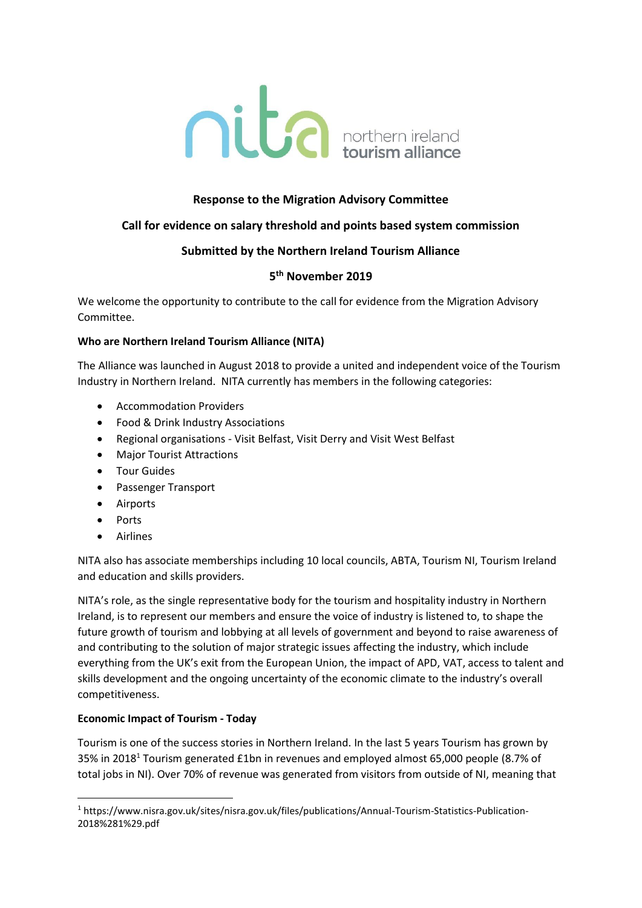nita northern ireland tourism alliance

**Response to the Migration Advisory Committee**

**Call for evidence on salary threshold and points based system commission**

**Submitted by the Northern Ireland Tourism Alliance**

**5th November 2019**

We welcome the opportunity to contribute to the call for evidence from the Migration Advisory Committee.

**Who are Northern Ireland Tourism Alliance (NITA)**

The Alliance was launched in August 2018 to provide a united and independent voice of the Tourism Industry in Northern Ireland. NITA currently has members in the following categories:

- Accommodation Providers
- Food & Drink Industry Associations
- Regional organisations - Visit Belfast, Visit Derry and Visit West Belfast
- Major Tourist Attractions
- Tour Guides
- Passenger Transport
- Airports
- Ports
- Airlines

NITA also has associate memberships including 10 local councils, ABTA, Tourism NI, Tourism Ireland and education and skills providers.

NITA's role, as the single representative body for the tourism and hospitality industry in Northern Ireland, is to represent our members and ensure the voice of industry is listened to, to shape the future growth of tourism and lobbying at all levels of government and beyond to raise awareness of and contributing to the solution of major strategic issues affecting the industry, which include everything from the UK's exit from the European Union, the impact of APD, VAT, access to talent and skills development and the ongoing uncertainty of the economic climate to the industry's overall competitiveness.

**Economic Impact of Tourism - Today**

Tourism is one of the success stories in Northern Ireland. In the last 5 years Tourism has grown by 35% in 2018[1] Tourism generated £1bn in revenues and employed almost 65,000 people (8.7% of total jobs in NI). Over 70% of revenue was generated from visitors from outside of NI, meaning that

[1] https://www.nisra.gov.uk/sites/nisra.gov.uk/files/publications/Annual-Tourism-Statistics-Publication-2018%281%29.pdf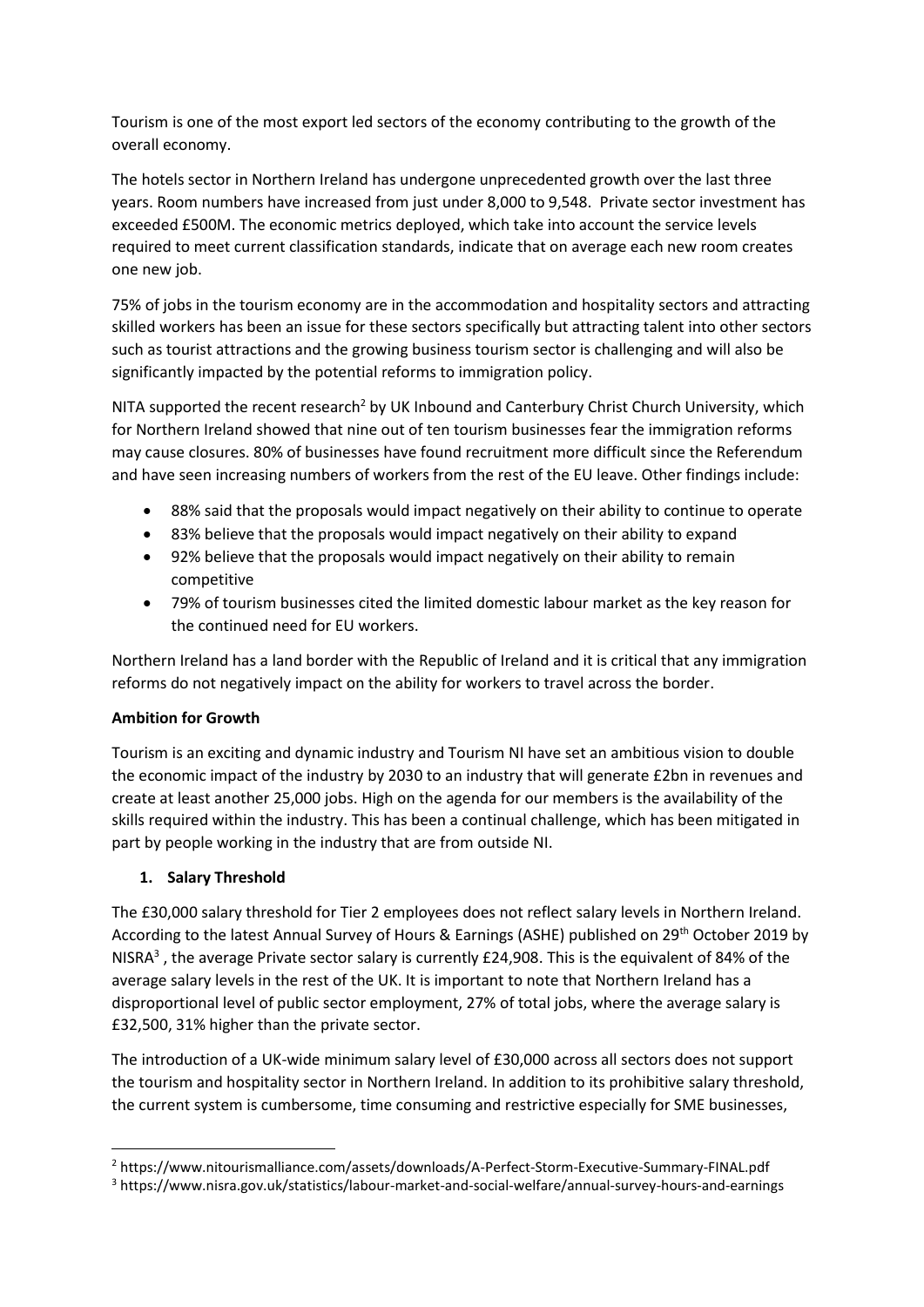Tourism is one of the most export led sectors of the economy contributing to the growth of the overall economy.

The hotels sector in Northern Ireland has undergone unprecedented growth over the last three years. Room numbers have increased from just under 8,000 to 9,548. Private sector investment has exceeded £500M. The economic metrics deployed, which take into account the service levels required to meet current classification standards, indicate that on average each new room creates one new job.

75% of jobs in the tourism economy are in the accommodation and hospitality sectors and attracting skilled workers has been an issue for these sectors specifically but attracting talent into other sectors such as tourist attractions and the growing business tourism sector is challenging and will also be significantly impacted by the potential reforms to immigration policy.

NITA supported the recent research[2] by UK Inbound and Canterbury Christ Church University, which for Northern Ireland showed that nine out of ten tourism businesses fear the immigration reforms may cause closures. 80% of businesses have found recruitment more difficult since the Referendum and have seen increasing numbers of workers from the rest of the EU leave. Other findings include:

- 88% said that the proposals would impact negatively on their ability to continue to operate
- 83% believe that the proposals would impact negatively on their ability to expand
- 92% believe that the proposals would impact negatively on their ability to remain competitive
- 79% of tourism businesses cited the limited domestic labour market as the key reason for the continued need for EU workers.

Northern Ireland has a land border with the Republic of Ireland and it is critical that any immigration reforms do not negatively impact on the ability for workers to travel across the border.

**Ambition for Growth**

Tourism is an exciting and dynamic industry and Tourism NI have set an ambitious vision to double the economic impact of the industry by 2030 to an industry that will generate £2bn in revenues and create at least another 25,000 jobs. High on the agenda for our members is the availability of the skills required within the industry. This has been a continual challenge, which has been mitigated in part by people working in the industry that are from outside NI.

**1. Salary Threshold**

The £30,000 salary threshold for Tier 2 employees does not reflect salary levels in Northern Ireland. According to the latest Annual Survey of Hours & Earnings (ASHE) published on 29th October 2019 by NISRA[3], the average Private sector salary is currently £24,908. This is the equivalent of 84% of the average salary levels in the rest of the UK. It is important to note that Northern Ireland has a disproportional level of public sector employment, 27% of total jobs, where the average salary is £32,500, 31% higher than the private sector.

The introduction of a UK-wide minimum salary level of £30,000 across all sectors does not support the tourism and hospitality sector in Northern Ireland. In addition to its prohibitive salary threshold, the current system is cumbersome, time consuming and restrictive especially for SME businesses,

---

[2] https://www.nitourismalliance.com/assets/downloads/A-Perfect-Storm-Executive-Summary-FINAL.pdf

[3] https://www.nisra.gov.uk/statistics/labour-market-and-social-welfare/annual-survey-hours-and-earnings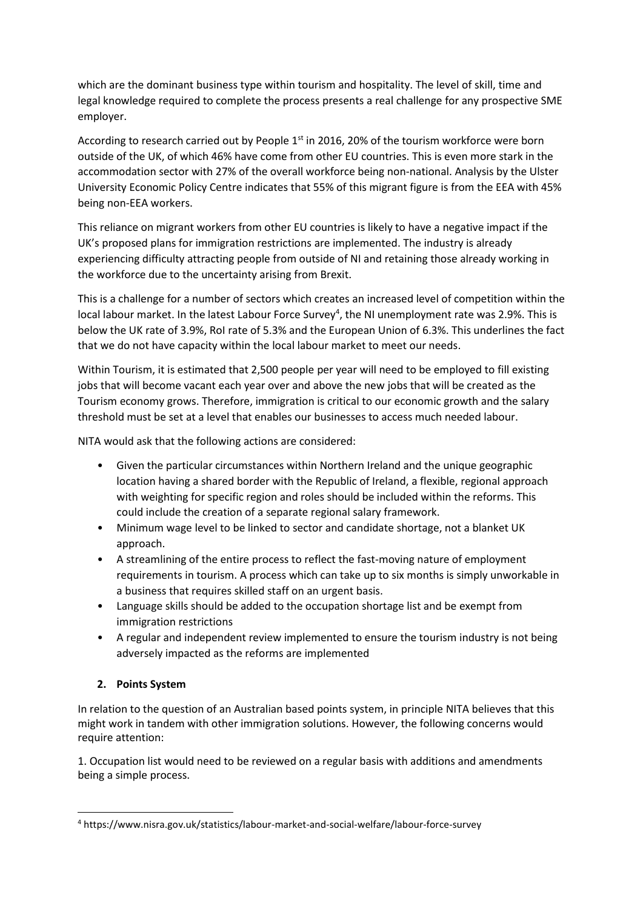which are the dominant business type within tourism and hospitality. The level of skill, time and legal knowledge required to complete the process presents a real challenge for any prospective SME employer.

According to research carried out by People 1st in 2016, 20% of the tourism workforce were born outside of the UK, of which 46% have come from other EU countries. This is even more stark in the accommodation sector with 27% of the overall workforce being non-national. Analysis by the Ulster University Economic Policy Centre indicates that 55% of this migrant figure is from the EEA with 45% being non-EEA workers.

This reliance on migrant workers from other EU countries is likely to have a negative impact if the UK's proposed plans for immigration restrictions are implemented. The industry is already experiencing difficulty attracting people from outside of NI and retaining those already working in the workforce due to the uncertainty arising from Brexit.

This is a challenge for a number of sectors which creates an increased level of competition within the local labour market. In the latest Labour Force Survey[4], the NI unemployment rate was 2.9%. This is below the UK rate of 3.9%, RoI rate of 5.3% and the European Union of 6.3%. This underlines the fact that we do not have capacity within the local labour market to meet our needs.

Within Tourism, it is estimated that 2,500 people per year will need to be employed to fill existing jobs that will become vacant each year over and above the new jobs that will be created as the Tourism economy grows. Therefore, immigration is critical to our economic growth and the salary threshold must be set at a level that enables our businesses to access much needed labour.

NITA would ask that the following actions are considered:

- Given the particular circumstances within Northern Ireland and the unique geographic location having a shared border with the Republic of Ireland, a flexible, regional approach with weighting for specific region and roles should be included within the reforms. This could include the creation of a separate regional salary framework.
- Minimum wage level to be linked to sector and candidate shortage, not a blanket UK approach.
- A streamlining of the entire process to reflect the fast-moving nature of employment requirements in tourism. A process which can take up to six months is simply unworkable in a business that requires skilled staff on an urgent basis.
- Language skills should be added to the occupation shortage list and be exempt from immigration restrictions
- A regular and independent review implemented to ensure the tourism industry is not being adversely impacted as the reforms are implemented

## 2. Points System

In relation to the question of an Australian based points system, in principle NITA believes that this might work in tandem with other immigration solutions. However, the following concerns would require attention:

1. Occupation list would need to be reviewed on a regular basis with additions and amendments being a simple process.

---

[4] https://www.nisra.gov.uk/statistics/labour-market-and-social-welfare/labour-force-survey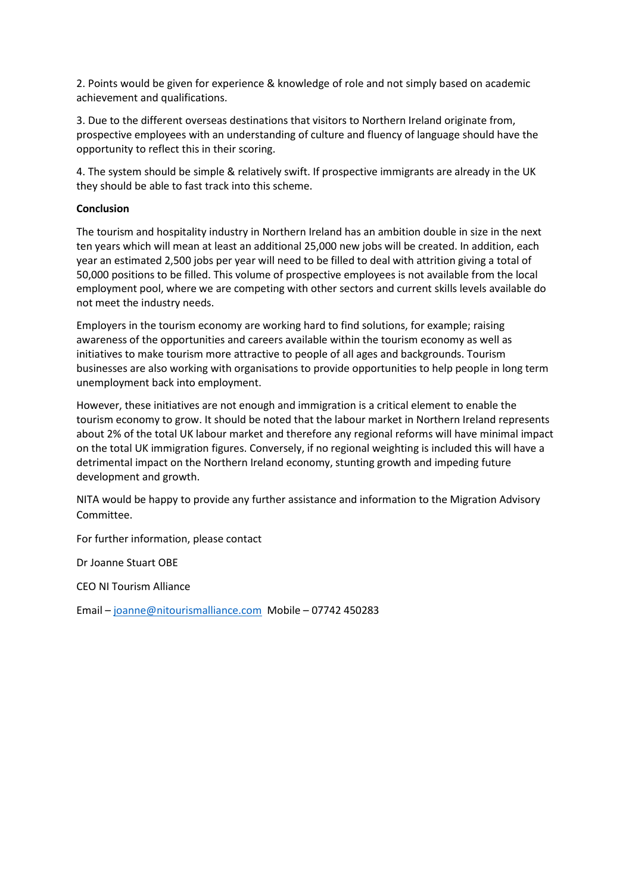2. Points would be given for experience & knowledge of role and not simply based on academic achievement and qualifications.

3. Due to the different overseas destinations that visitors to Northern Ireland originate from, prospective employees with an understanding of culture and fluency of language should have the opportunity to reflect this in their scoring.

4. The system should be simple & relatively swift. If prospective immigrants are already in the UK they should be able to fast track into this scheme.

**Conclusion**

The tourism and hospitality industry in Northern Ireland has an ambition double in size in the next ten years which will mean at least an additional 25,000 new jobs will be created. In addition, each year an estimated 2,500 jobs per year will need to be filled to deal with attrition giving a total of 50,000 positions to be filled. This volume of prospective employees is not available from the local employment pool, where we are competing with other sectors and current skills levels available do not meet the industry needs.

Employers in the tourism economy are working hard to find solutions, for example; raising awareness of the opportunities and careers available within the tourism economy as well as initiatives to make tourism more attractive to people of all ages and backgrounds. Tourism businesses are also working with organisations to provide opportunities to help people in long term unemployment back into employment.

However, these initiatives are not enough and immigration is a critical element to enable the tourism economy to grow. It should be noted that the labour market in Northern Ireland represents about 2% of the total UK labour market and therefore any regional reforms will have minimal impact on the total UK immigration figures. Conversely, if no regional weighting is included this will have a detrimental impact on the Northern Ireland economy, stunting growth and impeding future development and growth.

NITA would be happy to provide any further assistance and information to the Migration Advisory Committee.

For further information, please contact

Dr Joanne Stuart OBE

CEO NI Tourism Alliance

Email – joanne@nitourismalliance.com Mobile – 07742 450283